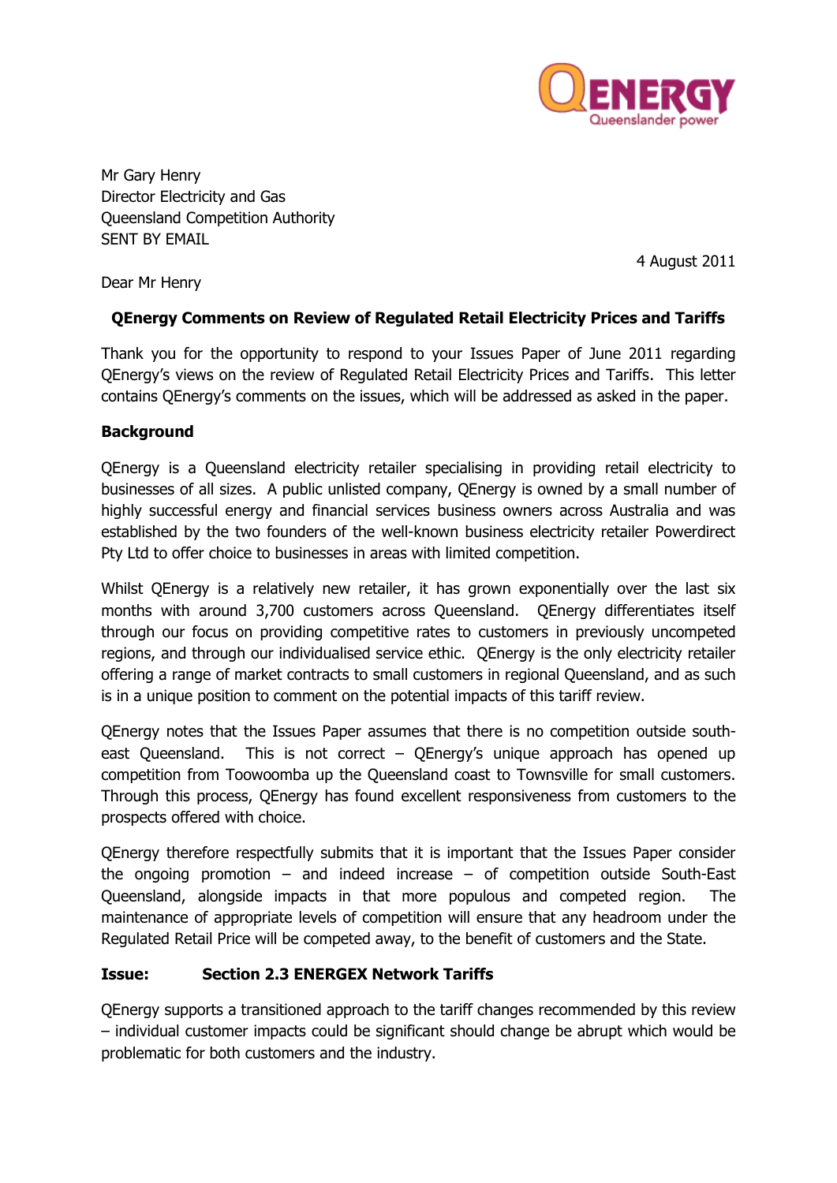QENERGY
Queenslander power

Mr Gary Henry
Director Electricity and Gas
Queensland Competition Authority
SENT BY EMAIL

4 August 2011

Dear Mr Henry

**QEnergy Comments on Review of Regulated Retail Electricity Prices and Tariffs**

Thank you for the opportunity to respond to your Issues Paper of June 2011 regarding QEnergy's views on the review of Regulated Retail Electricity Prices and Tariffs. This letter contains QEnergy's comments on the issues, which will be addressed as asked in the paper.

**Background**

QEnergy is a Queensland electricity retailer specialising in providing retail electricity to businesses of all sizes. A public unlisted company, QEnergy is owned by a small number of highly successful energy and financial services business owners across Australia and was established by the two founders of the well-known business electricity retailer Powerdirect Pty Ltd to offer choice to businesses in areas with limited competition.

Whilst QEnergy is a relatively new retailer, it has grown exponentially over the last six months with around 3,700 customers across Queensland. QEnergy differentiates itself through our focus on providing competitive rates to customers in previously uncompeted regions, and through our individualised service ethic. QEnergy is the only electricity retailer offering a range of market contracts to small customers in regional Queensland, and as such is in a unique position to comment on the potential impacts of this tariff review.

QEnergy notes that the Issues Paper assumes that there is no competition outside south-east Queensland. This is not correct – QEnergy's unique approach has opened up competition from Toowoomba up the Queensland coast to Townsville for small customers. Through this process, QEnergy has found excellent responsiveness from customers to the prospects offered with choice.

QEnergy therefore respectfully submits that it is important that the Issues Paper consider the ongoing promotion – and indeed increase – of competition outside South-East Queensland, alongside impacts in that more populous and competed region. The maintenance of appropriate levels of competition will ensure that any headroom under the Regulated Retail Price will be competed away, to the benefit of customers and the State.

**Issue: Section 2.3 ENERGEX Network Tariffs**

QEnergy supports a transitioned approach to the tariff changes recommended by this review – individual customer impacts could be significant should change be abrupt which would be problematic for both customers and the industry.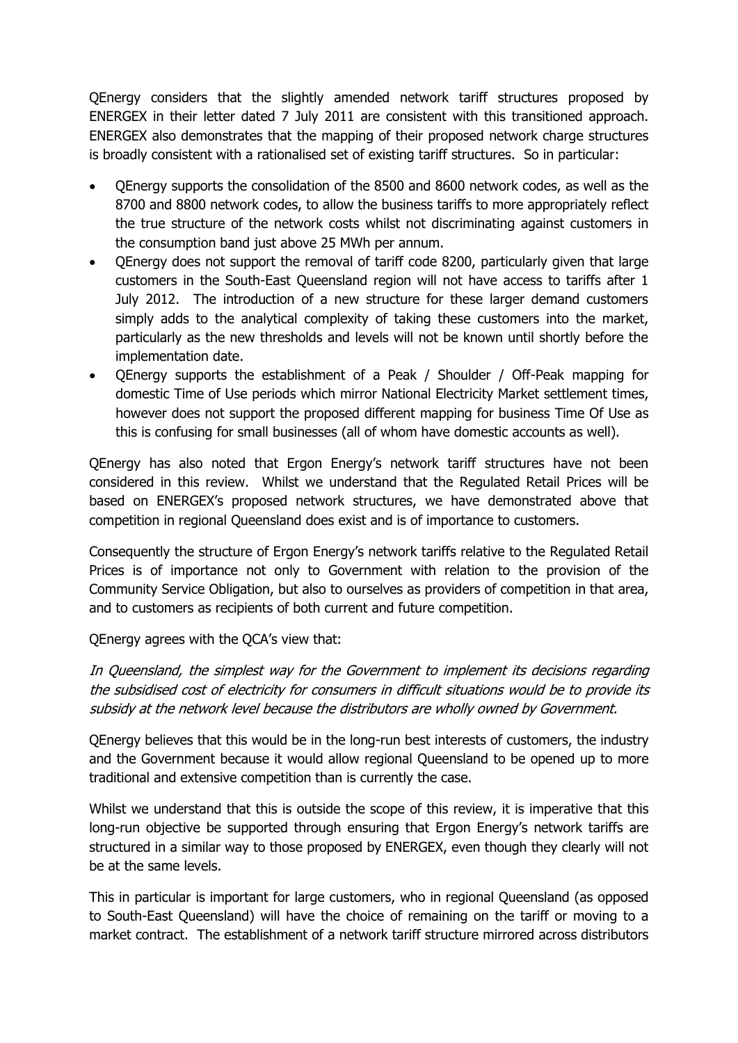QEnergy considers that the slightly amended network tariff structures proposed by ENERGEX in their letter dated 7 July 2011 are consistent with this transitioned approach. ENERGEX also demonstrates that the mapping of their proposed network charge structures is broadly consistent with a rationalised set of existing tariff structures. So in particular:

- QEnergy supports the consolidation of the 8500 and 8600 network codes, as well as the 8700 and 8800 network codes, to allow the business tariffs to more appropriately reflect the true structure of the network costs whilst not discriminating against customers in the consumption band just above 25 MWh per annum.
- QEnergy does not support the removal of tariff code 8200, particularly given that large customers in the South-East Queensland region will not have access to tariffs after 1 July 2012. The introduction of a new structure for these larger demand customers simply adds to the analytical complexity of taking these customers into the market, particularly as the new thresholds and levels will not be known until shortly before the implementation date.
- QEnergy supports the establishment of a Peak / Shoulder / Off-Peak mapping for domestic Time of Use periods which mirror National Electricity Market settlement times, however does not support the proposed different mapping for business Time Of Use as this is confusing for small businesses (all of whom have domestic accounts as well).

QEnergy has also noted that Ergon Energy's network tariff structures have not been considered in this review. Whilst we understand that the Regulated Retail Prices will be based on ENERGEX's proposed network structures, we have demonstrated above that competition in regional Queensland does exist and is of importance to customers.

Consequently the structure of Ergon Energy's network tariffs relative to the Regulated Retail Prices is of importance not only to Government with relation to the provision of the Community Service Obligation, but also to ourselves as providers of competition in that area, and to customers as recipients of both current and future competition.

QEnergy agrees with the QCA's view that:

*In Queensland, the simplest way for the Government to implement its decisions regarding the subsidised cost of electricity for consumers in difficult situations would be to provide its subsidy at the network level because the distributors are wholly owned by Government.*

QEnergy believes that this would be in the long-run best interests of customers, the industry and the Government because it would allow regional Queensland to be opened up to more traditional and extensive competition than is currently the case.

Whilst we understand that this is outside the scope of this review, it is imperative that this long-run objective be supported through ensuring that Ergon Energy's network tariffs are structured in a similar way to those proposed by ENERGEX, even though they clearly will not be at the same levels.

This in particular is important for large customers, who in regional Queensland (as opposed to South-East Queensland) will have the choice of remaining on the tariff or moving to a market contract. The establishment of a network tariff structure mirrored across distributors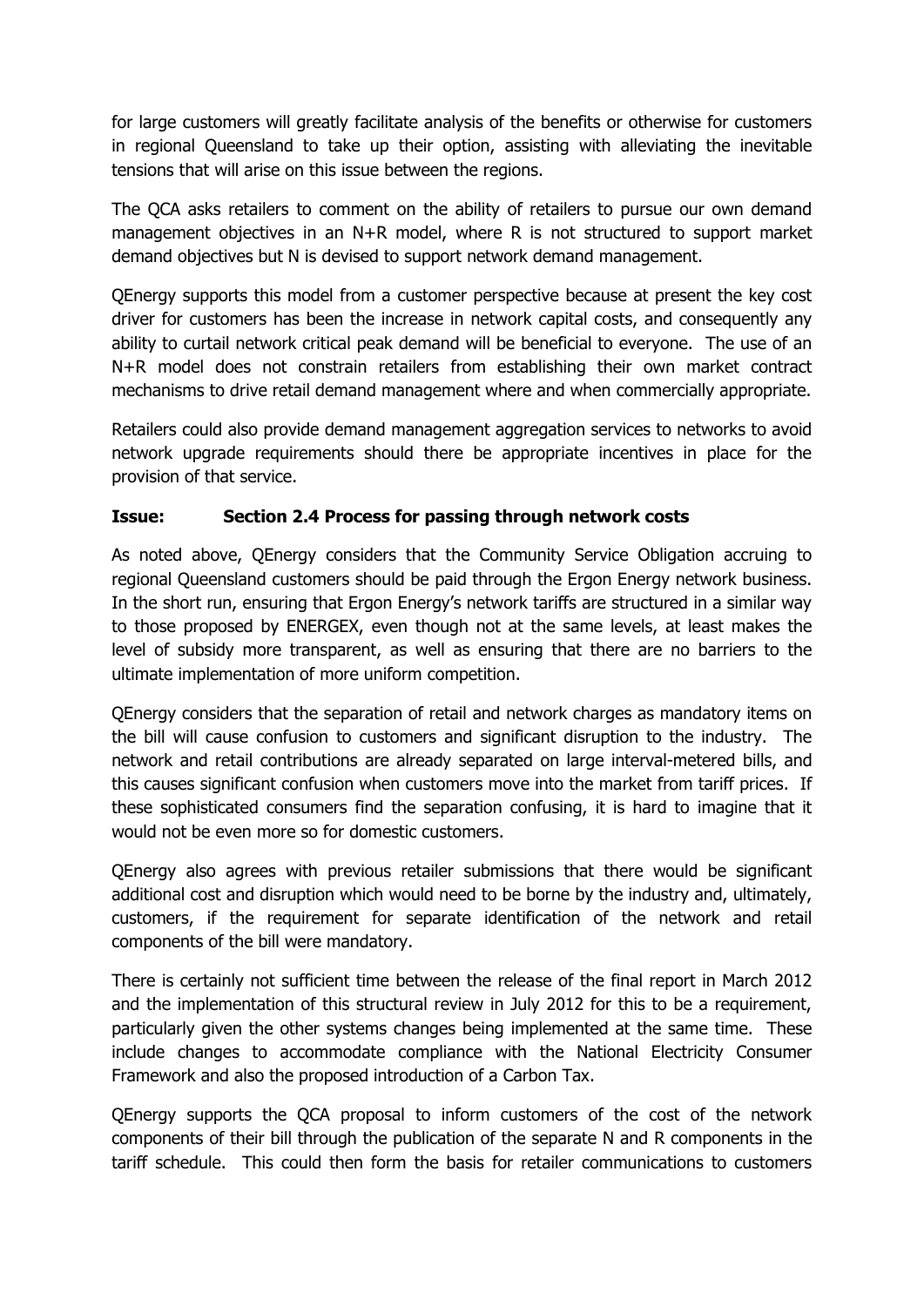for large customers will greatly facilitate analysis of the benefits or otherwise for customers in regional Queensland to take up their option, assisting with alleviating the inevitable tensions that will arise on this issue between the regions.

The QCA asks retailers to comment on the ability of retailers to pursue our own demand management objectives in an N+R model, where R is not structured to support market demand objectives but N is devised to support network demand management.

QEnergy supports this model from a customer perspective because at present the key cost driver for customers has been the increase in network capital costs, and consequently any ability to curtail network critical peak demand will be beneficial to everyone. The use of an N+R model does not constrain retailers from establishing their own market contract mechanisms to drive retail demand management where and when commercially appropriate.

Retailers could also provide demand management aggregation services to networks to avoid network upgrade requirements should there be appropriate incentives in place for the provision of that service.

**Issue: Section 2.4 Process for passing through network costs**

As noted above, QEnergy considers that the Community Service Obligation accruing to regional Queensland customers should be paid through the Ergon Energy network business. In the short run, ensuring that Ergon Energy's network tariffs are structured in a similar way to those proposed by ENERGEX, even though not at the same levels, at least makes the level of subsidy more transparent, as well as ensuring that there are no barriers to the ultimate implementation of more uniform competition.

QEnergy considers that the separation of retail and network charges as mandatory items on the bill will cause confusion to customers and significant disruption to the industry. The network and retail contributions are already separated on large interval-metered bills, and this causes significant confusion when customers move into the market from tariff prices. If these sophisticated consumers find the separation confusing, it is hard to imagine that it would not be even more so for domestic customers.

QEnergy also agrees with previous retailer submissions that there would be significant additional cost and disruption which would need to be borne by the industry and, ultimately, customers, if the requirement for separate identification of the network and retail components of the bill were mandatory.

There is certainly not sufficient time between the release of the final report in March 2012 and the implementation of this structural review in July 2012 for this to be a requirement, particularly given the other systems changes being implemented at the same time. These include changes to accommodate compliance with the National Electricity Consumer Framework and also the proposed introduction of a Carbon Tax.

QEnergy supports the QCA proposal to inform customers of the cost of the network components of their bill through the publication of the separate N and R components in the tariff schedule. This could then form the basis for retailer communications to customers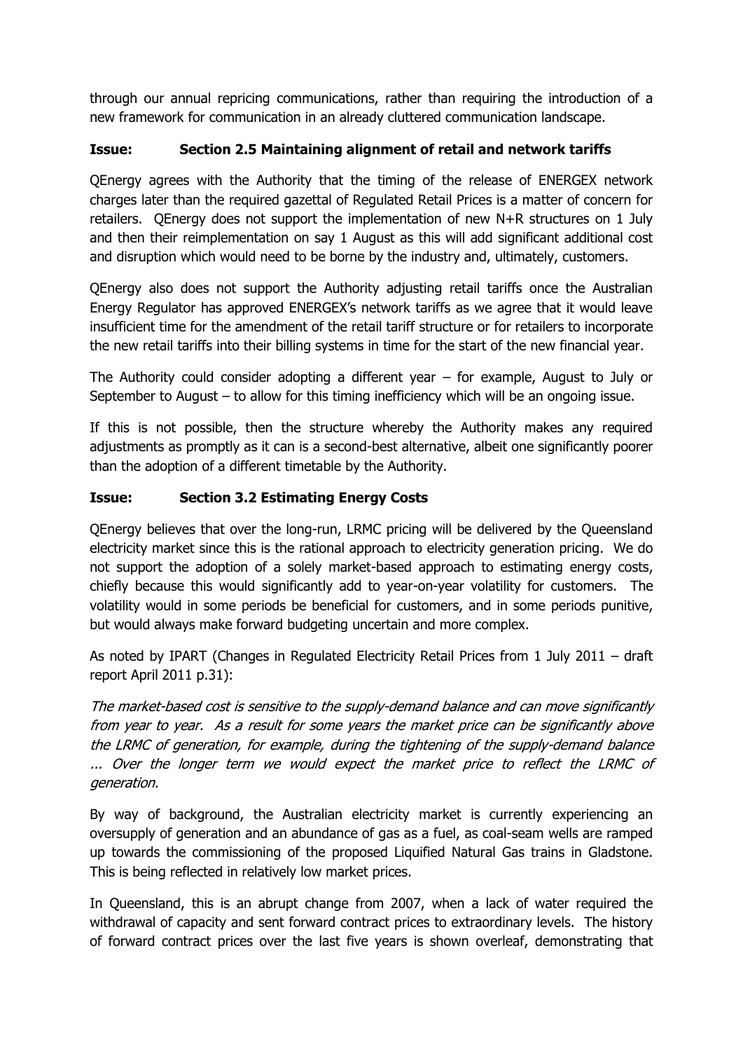through our annual repricing communications, rather than requiring the introduction of a new framework for communication in an already cluttered communication landscape.

**Issue: Section 2.5 Maintaining alignment of retail and network tariffs**

QEnergy agrees with the Authority that the timing of the release of ENERGEX network charges later than the required gazettal of Regulated Retail Prices is a matter of concern for retailers. QEnergy does not support the implementation of new N+R structures on 1 July and then their reimplementation on say 1 August as this will add significant additional cost and disruption which would need to be borne by the industry and, ultimately, customers.

QEnergy also does not support the Authority adjusting retail tariffs once the Australian Energy Regulator has approved ENERGEX's network tariffs as we agree that it would leave insufficient time for the amendment of the retail tariff structure or for retailers to incorporate the new retail tariffs into their billing systems in time for the start of the new financial year.

The Authority could consider adopting a different year – for example, August to July or September to August – to allow for this timing inefficiency which will be an ongoing issue.

If this is not possible, then the structure whereby the Authority makes any required adjustments as promptly as it can is a second-best alternative, albeit one significantly poorer than the adoption of a different timetable by the Authority.

**Issue: Section 3.2 Estimating Energy Costs**

QEnergy believes that over the long-run, LRMC pricing will be delivered by the Queensland electricity market since this is the rational approach to electricity generation pricing. We do not support the adoption of a solely market-based approach to estimating energy costs, chiefly because this would significantly add to year-on-year volatility for customers. The volatility would in some periods be beneficial for customers, and in some periods punitive, but would always make forward budgeting uncertain and more complex.

As noted by IPART (Changes in Regulated Electricity Retail Prices from 1 July 2011 – draft report April 2011 p.31):

*The market-based cost is sensitive to the supply-demand balance and can move significantly from year to year. As a result for some years the market price can be significantly above the LRMC of generation, for example, during the tightening of the supply-demand balance ... Over the longer term we would expect the market price to reflect the LRMC of generation.*

By way of background, the Australian electricity market is currently experiencing an oversupply of generation and an abundance of gas as a fuel, as coal-seam wells are ramped up towards the commissioning of the proposed Liquified Natural Gas trains in Gladstone. This is being reflected in relatively low market prices.

In Queensland, this is an abrupt change from 2007, when a lack of water required the withdrawal of capacity and sent forward contract prices to extraordinary levels. The history of forward contract prices over the last five years is shown overleaf, demonstrating that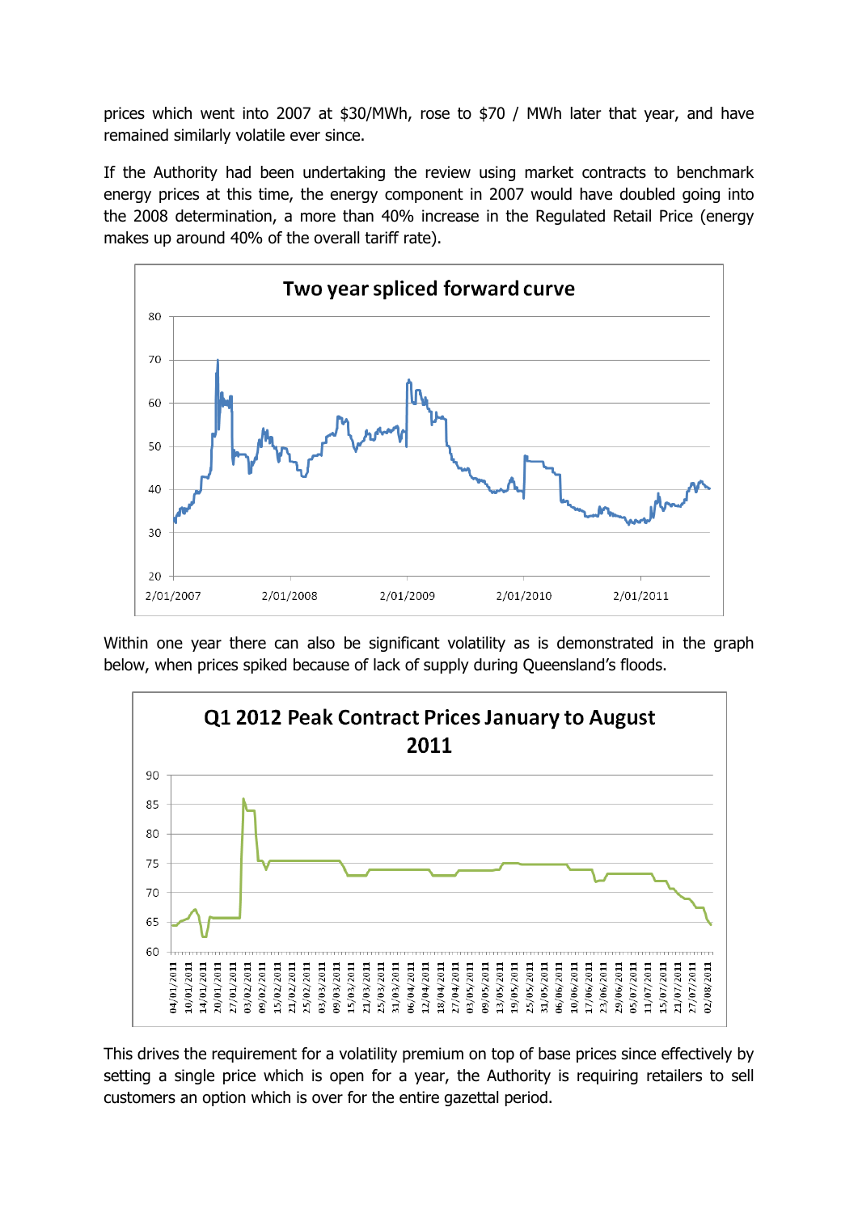prices which went into 2007 at $30/MWh, rose to $70 / MWh later that year, and have remained similarly volatile ever since.

If the Authority had been undertaking the review using market contracts to benchmark energy prices at this time, the energy component in 2007 would have doubled going into the 2008 determination, a more than 40% increase in the Regulated Retail Price (energy makes up around 40% of the overall tariff rate).

Within one year there can also be significant volatility as is demonstrated in the graph below, when prices spiked because of lack of supply during Queensland's floods.

This drives the requirement for a volatility premium on top of base prices since effectively by setting a single price which is open for a year, the Authority is requiring retailers to sell customers an option which is over for the entire gazettal period.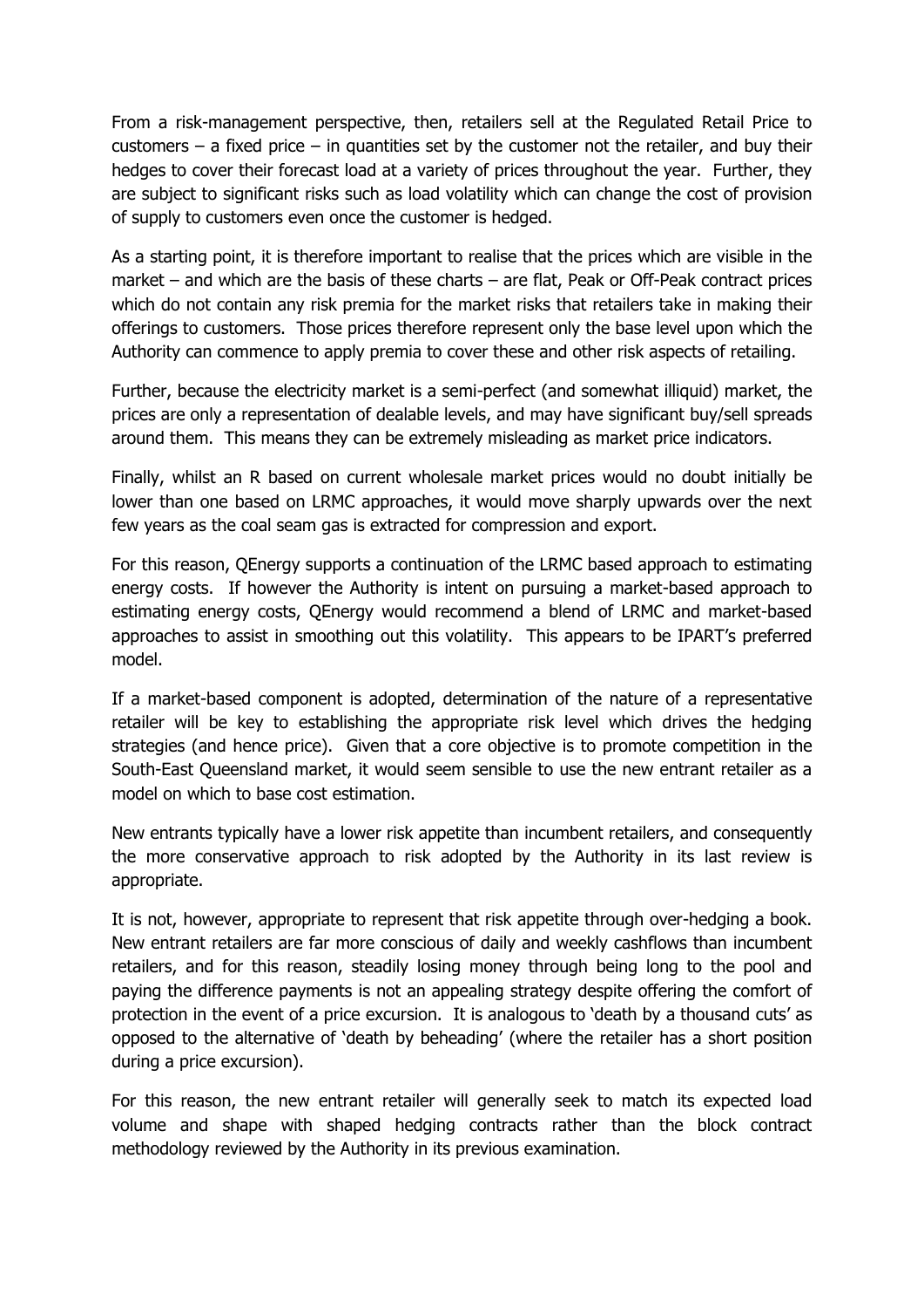From a risk-management perspective, then, retailers sell at the Regulated Retail Price to customers – a fixed price – in quantities set by the customer not the retailer, and buy their hedges to cover their forecast load at a variety of prices throughout the year. Further, they are subject to significant risks such as load volatility which can change the cost of provision of supply to customers even once the customer is hedged.

As a starting point, it is therefore important to realise that the prices which are visible in the market – and which are the basis of these charts – are flat, Peak or Off-Peak contract prices which do not contain any risk premia for the market risks that retailers take in making their offerings to customers. Those prices therefore represent only the base level upon which the Authority can commence to apply premia to cover these and other risk aspects of retailing.

Further, because the electricity market is a semi-perfect (and somewhat illiquid) market, the prices are only a representation of dealable levels, and may have significant buy/sell spreads around them. This means they can be extremely misleading as market price indicators.

Finally, whilst an R based on current wholesale market prices would no doubt initially be lower than one based on LRMC approaches, it would move sharply upwards over the next few years as the coal seam gas is extracted for compression and export.

For this reason, QEnergy supports a continuation of the LRMC based approach to estimating energy costs. If however the Authority is intent on pursuing a market-based approach to estimating energy costs, QEnergy would recommend a blend of LRMC and market-based approaches to assist in smoothing out this volatility. This appears to be IPART's preferred model.

If a market-based component is adopted, determination of the nature of a representative retailer will be key to establishing the appropriate risk level which drives the hedging strategies (and hence price). Given that a core objective is to promote competition in the South-East Queensland market, it would seem sensible to use the new entrant retailer as a model on which to base cost estimation.

New entrants typically have a lower risk appetite than incumbent retailers, and consequently the more conservative approach to risk adopted by the Authority in its last review is appropriate.

It is not, however, appropriate to represent that risk appetite through over-hedging a book. New entrant retailers are far more conscious of daily and weekly cashflows than incumbent retailers, and for this reason, steadily losing money through being long to the pool and paying the difference payments is not an appealing strategy despite offering the comfort of protection in the event of a price excursion. It is analogous to 'death by a thousand cuts' as opposed to the alternative of 'death by beheading' (where the retailer has a short position during a price excursion).

For this reason, the new entrant retailer will generally seek to match its expected load volume and shape with shaped hedging contracts rather than the block contract methodology reviewed by the Authority in its previous examination.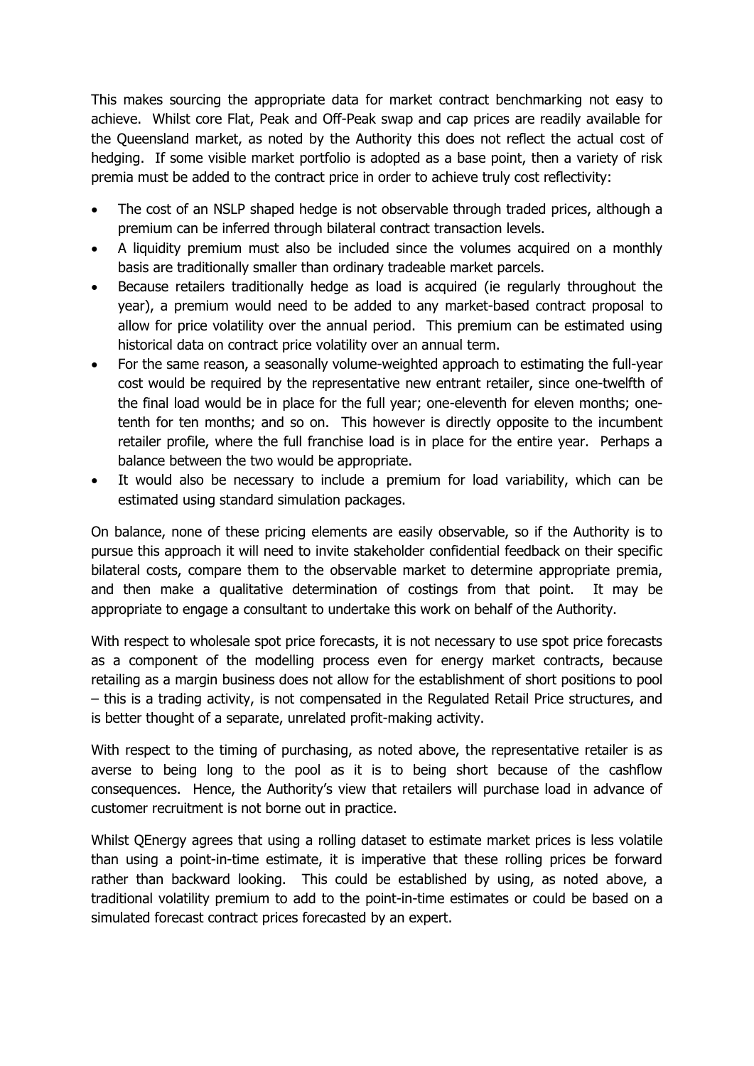This makes sourcing the appropriate data for market contract benchmarking not easy to achieve. Whilst core Flat, Peak and Off-Peak swap and cap prices are readily available for the Queensland market, as noted by the Authority this does not reflect the actual cost of hedging. If some visible market portfolio is adopted as a base point, then a variety of risk premia must be added to the contract price in order to achieve truly cost reflectivity:

- The cost of an NSLP shaped hedge is not observable through traded prices, although a premium can be inferred through bilateral contract transaction levels.
- A liquidity premium must also be included since the volumes acquired on a monthly basis are traditionally smaller than ordinary tradeable market parcels.
- Because retailers traditionally hedge as load is acquired (ie regularly throughout the year), a premium would need to be added to any market-based contract proposal to allow for price volatility over the annual period. This premium can be estimated using historical data on contract price volatility over an annual term.
- For the same reason, a seasonally volume-weighted approach to estimating the full-year cost would be required by the representative new entrant retailer, since one-twelfth of the final load would be in place for the full year; one-eleventh for eleven months; one-tenth for ten months; and so on. This however is directly opposite to the incumbent retailer profile, where the full franchise load is in place for the entire year. Perhaps a balance between the two would be appropriate.
- It would also be necessary to include a premium for load variability, which can be estimated using standard simulation packages.

On balance, none of these pricing elements are easily observable, so if the Authority is to pursue this approach it will need to invite stakeholder confidential feedback on their specific bilateral costs, compare them to the observable market to determine appropriate premia, and then make a qualitative determination of costings from that point. It may be appropriate to engage a consultant to undertake this work on behalf of the Authority.

With respect to wholesale spot price forecasts, it is not necessary to use spot price forecasts as a component of the modelling process even for energy market contracts, because retailing as a margin business does not allow for the establishment of short positions to pool – this is a trading activity, is not compensated in the Regulated Retail Price structures, and is better thought of a separate, unrelated profit-making activity.

With respect to the timing of purchasing, as noted above, the representative retailer is as averse to being long to the pool as it is to being short because of the cashflow consequences. Hence, the Authority's view that retailers will purchase load in advance of customer recruitment is not borne out in practice.

Whilst QEnergy agrees that using a rolling dataset to estimate market prices is less volatile than using a point-in-time estimate, it is imperative that these rolling prices be forward rather than backward looking. This could be established by using, as noted above, a traditional volatility premium to add to the point-in-time estimates or could be based on a simulated forecast contract prices forecasted by an expert.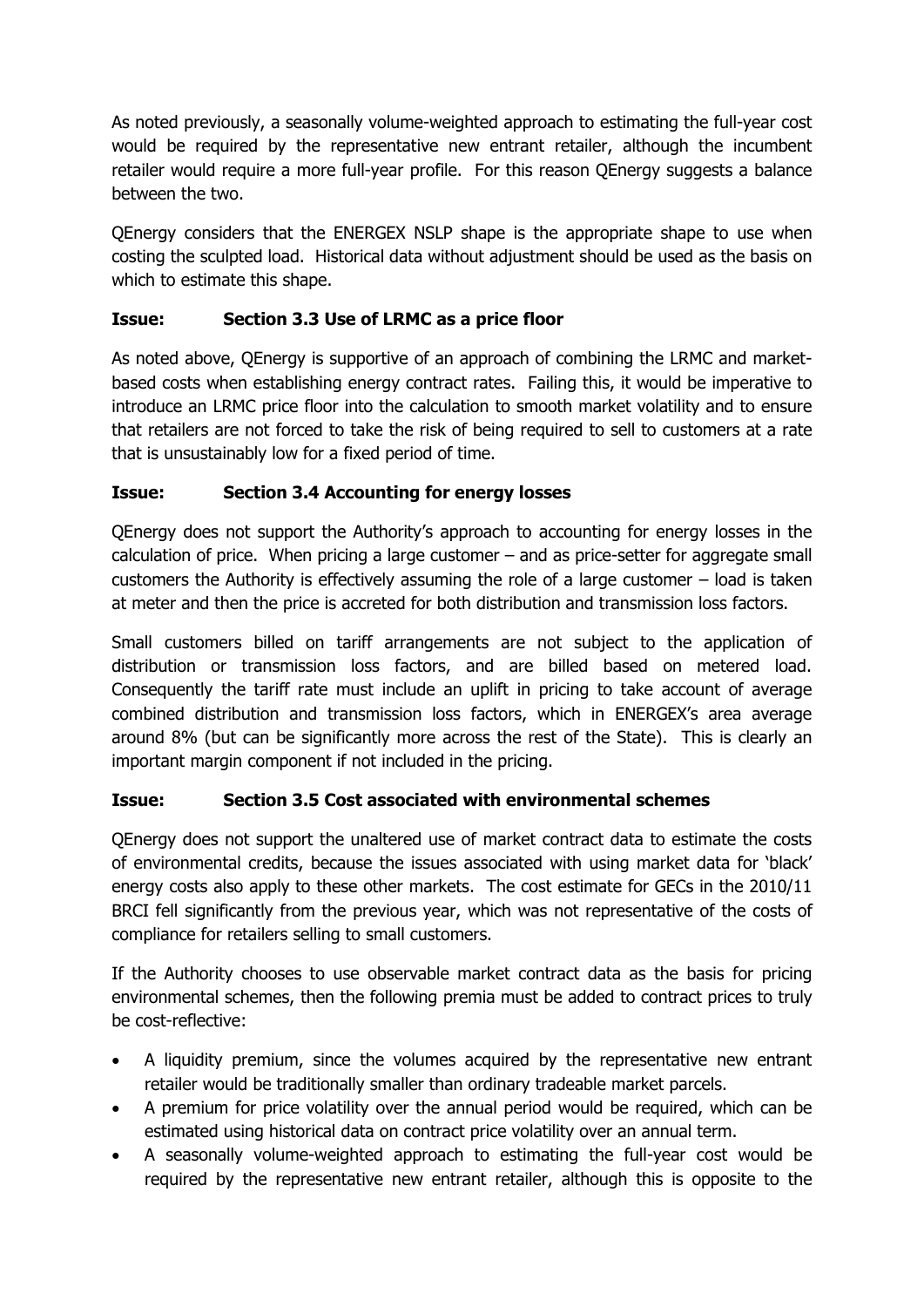As noted previously, a seasonally volume-weighted approach to estimating the full-year cost would be required by the representative new entrant retailer, although the incumbent retailer would require a more full-year profile. For this reason QEnergy suggests a balance between the two.

QEnergy considers that the ENERGEX NSLP shape is the appropriate shape to use when costing the sculpted load. Historical data without adjustment should be used as the basis on which to estimate this shape.

**Issue: Section 3.3 Use of LRMC as a price floor**

As noted above, QEnergy is supportive of an approach of combining the LRMC and market-based costs when establishing energy contract rates. Failing this, it would be imperative to introduce an LRMC price floor into the calculation to smooth market volatility and to ensure that retailers are not forced to take the risk of being required to sell to customers at a rate that is unsustainably low for a fixed period of time.

**Issue: Section 3.4 Accounting for energy losses**

QEnergy does not support the Authority's approach to accounting for energy losses in the calculation of price. When pricing a large customer – and as price-setter for aggregate small customers the Authority is effectively assuming the role of a large customer – load is taken at meter and then the price is accreted for both distribution and transmission loss factors.

Small customers billed on tariff arrangements are not subject to the application of distribution or transmission loss factors, and are billed based on metered load. Consequently the tariff rate must include an uplift in pricing to take account of average combined distribution and transmission loss factors, which in ENERGEX's area average around 8% (but can be significantly more across the rest of the State). This is clearly an important margin component if not included in the pricing.

**Issue: Section 3.5 Cost associated with environmental schemes**

QEnergy does not support the unaltered use of market contract data to estimate the costs of environmental credits, because the issues associated with using market data for 'black' energy costs also apply to these other markets. The cost estimate for GECs in the 2010/11 BRCI fell significantly from the previous year, which was not representative of the costs of compliance for retailers selling to small customers.

If the Authority chooses to use observable market contract data as the basis for pricing environmental schemes, then the following premia must be added to contract prices to truly be cost-reflective:

- A liquidity premium, since the volumes acquired by the representative new entrant retailer would be traditionally smaller than ordinary tradeable market parcels.
- A premium for price volatility over the annual period would be required, which can be estimated using historical data on contract price volatility over an annual term.
- A seasonally volume-weighted approach to estimating the full-year cost would be required by the representative new entrant retailer, although this is opposite to the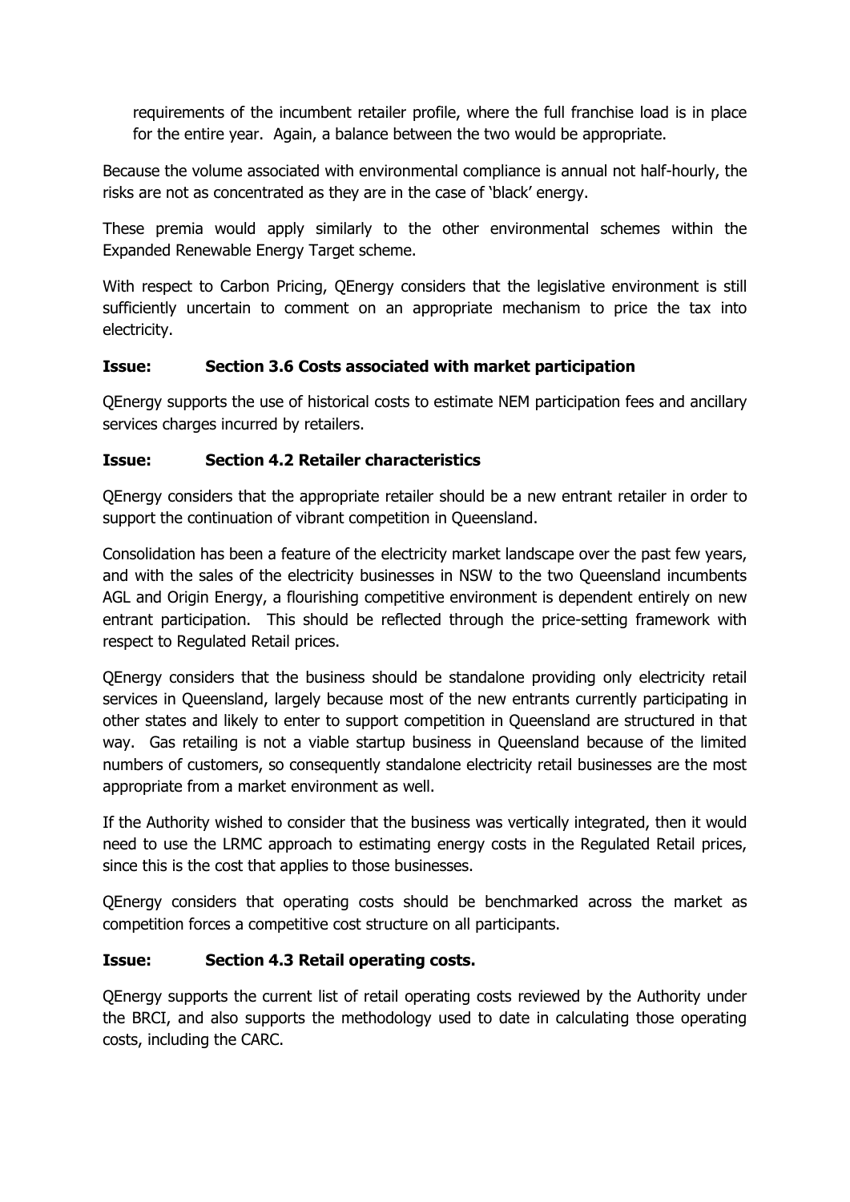requirements of the incumbent retailer profile, where the full franchise load is in place for the entire year. Again, a balance between the two would be appropriate.

Because the volume associated with environmental compliance is annual not half-hourly, the risks are not as concentrated as they are in the case of 'black' energy.

These premia would apply similarly to the other environmental schemes within the Expanded Renewable Energy Target scheme.

With respect to Carbon Pricing, QEnergy considers that the legislative environment is still sufficiently uncertain to comment on an appropriate mechanism to price the tax into electricity.

**Issue: Section 3.6 Costs associated with market participation**

QEnergy supports the use of historical costs to estimate NEM participation fees and ancillary services charges incurred by retailers.

**Issue: Section 4.2 Retailer characteristics**

QEnergy considers that the appropriate retailer should be a new entrant retailer in order to support the continuation of vibrant competition in Queensland.

Consolidation has been a feature of the electricity market landscape over the past few years, and with the sales of the electricity businesses in NSW to the two Queensland incumbents AGL and Origin Energy, a flourishing competitive environment is dependent entirely on new entrant participation. This should be reflected through the price-setting framework with respect to Regulated Retail prices.

QEnergy considers that the business should be standalone providing only electricity retail services in Queensland, largely because most of the new entrants currently participating in other states and likely to enter to support competition in Queensland are structured in that way. Gas retailing is not a viable startup business in Queensland because of the limited numbers of customers, so consequently standalone electricity retail businesses are the most appropriate from a market environment as well.

If the Authority wished to consider that the business was vertically integrated, then it would need to use the LRMC approach to estimating energy costs in the Regulated Retail prices, since this is the cost that applies to those businesses.

QEnergy considers that operating costs should be benchmarked across the market as competition forces a competitive cost structure on all participants.

**Issue: Section 4.3 Retail operating costs.**

QEnergy supports the current list of retail operating costs reviewed by the Authority under the BRCI, and also supports the methodology used to date in calculating those operating costs, including the CARC.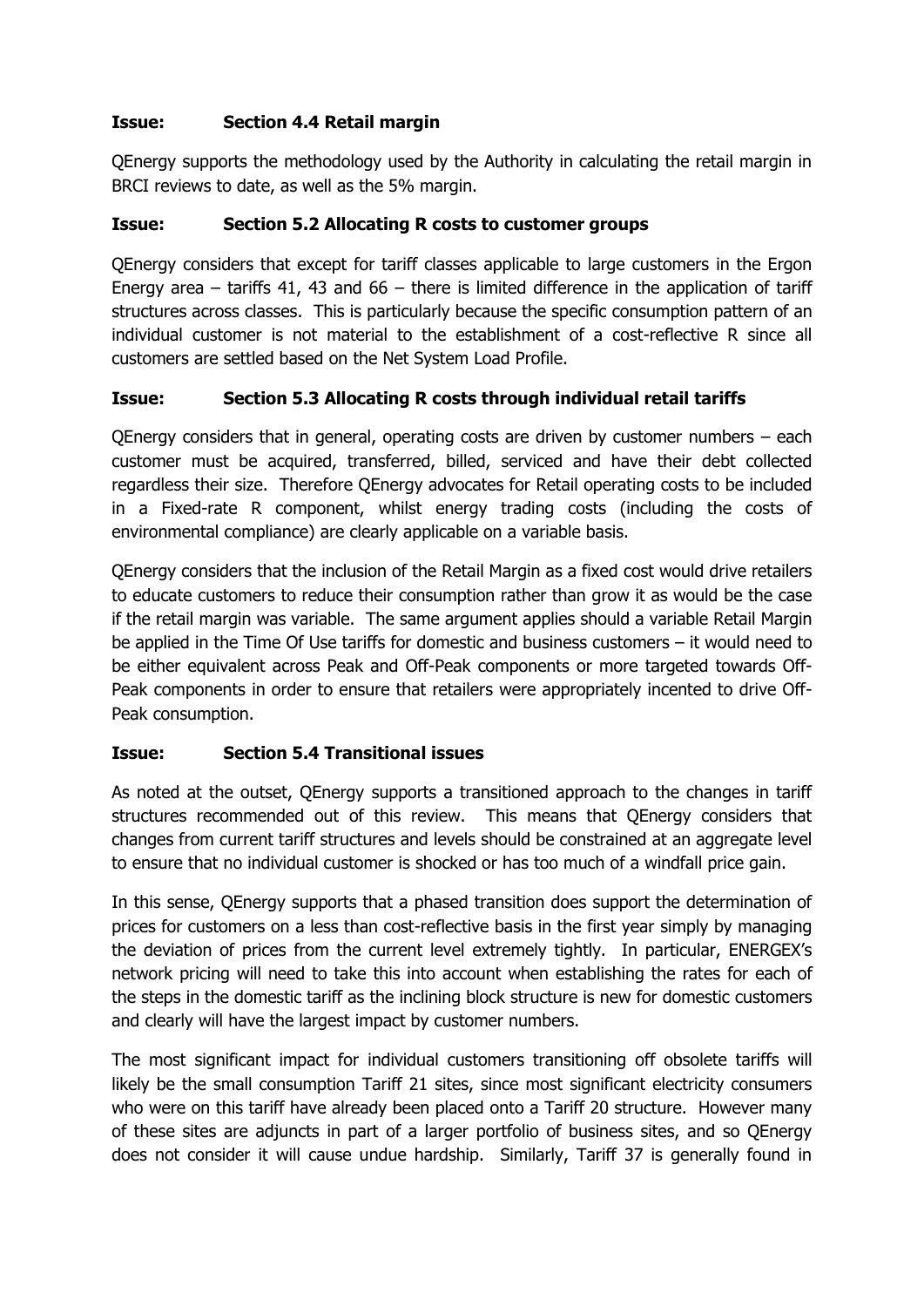**Issue: Section 4.4 Retail margin**

QEnergy supports the methodology used by the Authority in calculating the retail margin in BRCI reviews to date, as well as the 5% margin.

**Issue: Section 5.2 Allocating R costs to customer groups**

QEnergy considers that except for tariff classes applicable to large customers in the Ergon Energy area – tariffs 41, 43 and 66 – there is limited difference in the application of tariff structures across classes. This is particularly because the specific consumption pattern of an individual customer is not material to the establishment of a cost-reflective R since all customers are settled based on the Net System Load Profile.

**Issue: Section 5.3 Allocating R costs through individual retail tariffs**

QEnergy considers that in general, operating costs are driven by customer numbers – each customer must be acquired, transferred, billed, serviced and have their debt collected regardless their size. Therefore QEnergy advocates for Retail operating costs to be included in a Fixed-rate R component, whilst energy trading costs (including the costs of environmental compliance) are clearly applicable on a variable basis.

QEnergy considers that the inclusion of the Retail Margin as a fixed cost would drive retailers to educate customers to reduce their consumption rather than grow it as would be the case if the retail margin was variable. The same argument applies should a variable Retail Margin be applied in the Time Of Use tariffs for domestic and business customers – it would need to be either equivalent across Peak and Off-Peak components or more targeted towards Off-Peak components in order to ensure that retailers were appropriately incented to drive Off-Peak consumption.

**Issue: Section 5.4 Transitional issues**

As noted at the outset, QEnergy supports a transitioned approach to the changes in tariff structures recommended out of this review. This means that QEnergy considers that changes from current tariff structures and levels should be constrained at an aggregate level to ensure that no individual customer is shocked or has too much of a windfall price gain.

In this sense, QEnergy supports that a phased transition does support the determination of prices for customers on a less than cost-reflective basis in the first year simply by managing the deviation of prices from the current level extremely tightly. In particular, ENERGEX's network pricing will need to take this into account when establishing the rates for each of the steps in the domestic tariff as the inclining block structure is new for domestic customers and clearly will have the largest impact by customer numbers.

The most significant impact for individual customers transitioning off obsolete tariffs will likely be the small consumption Tariff 21 sites, since most significant electricity consumers who were on this tariff have already been placed onto a Tariff 20 structure. However many of these sites are adjuncts in part of a larger portfolio of business sites, and so QEnergy does not consider it will cause undue hardship. Similarly, Tariff 37 is generally found in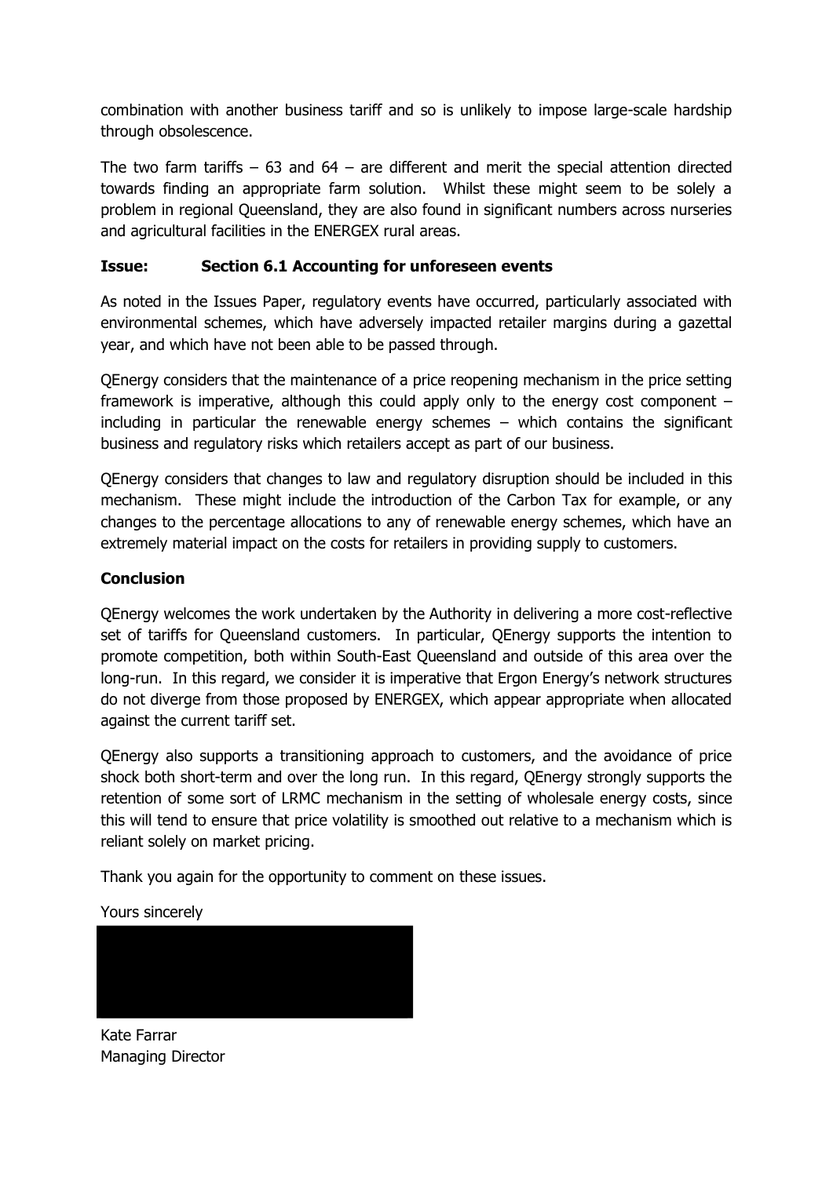combination with another business tariff and so is unlikely to impose large-scale hardship through obsolescence.

The two farm tariffs – 63 and 64 – are different and merit the special attention directed towards finding an appropriate farm solution. Whilst these might seem to be solely a problem in regional Queensland, they are also found in significant numbers across nurseries and agricultural facilities in the ENERGEX rural areas.

**Issue: Section 6.1 Accounting for unforeseen events**

As noted in the Issues Paper, regulatory events have occurred, particularly associated with environmental schemes, which have adversely impacted retailer margins during a gazettal year, and which have not been able to be passed through.

QEnergy considers that the maintenance of a price reopening mechanism in the price setting framework is imperative, although this could apply only to the energy cost component – including in particular the renewable energy schemes – which contains the significant business and regulatory risks which retailers accept as part of our business.

QEnergy considers that changes to law and regulatory disruption should be included in this mechanism. These might include the introduction of the Carbon Tax for example, or any changes to the percentage allocations to any of renewable energy schemes, which have an extremely material impact on the costs for retailers in providing supply to customers.

**Conclusion**

QEnergy welcomes the work undertaken by the Authority in delivering a more cost-reflective set of tariffs for Queensland customers. In particular, QEnergy supports the intention to promote competition, both within South-East Queensland and outside of this area over the long-run. In this regard, we consider it is imperative that Ergon Energy's network structures do not diverge from those proposed by ENERGEX, which appear appropriate when allocated against the current tariff set.

QEnergy also supports a transitioning approach to customers, and the avoidance of price shock both short-term and over the long run. In this regard, QEnergy strongly supports the retention of some sort of LRMC mechanism in the setting of wholesale energy costs, since this will tend to ensure that price volatility is smoothed out relative to a mechanism which is reliant solely on market pricing.

Thank you again for the opportunity to comment on these issues.

Yours sincerely

Kate Farrar
Managing Director